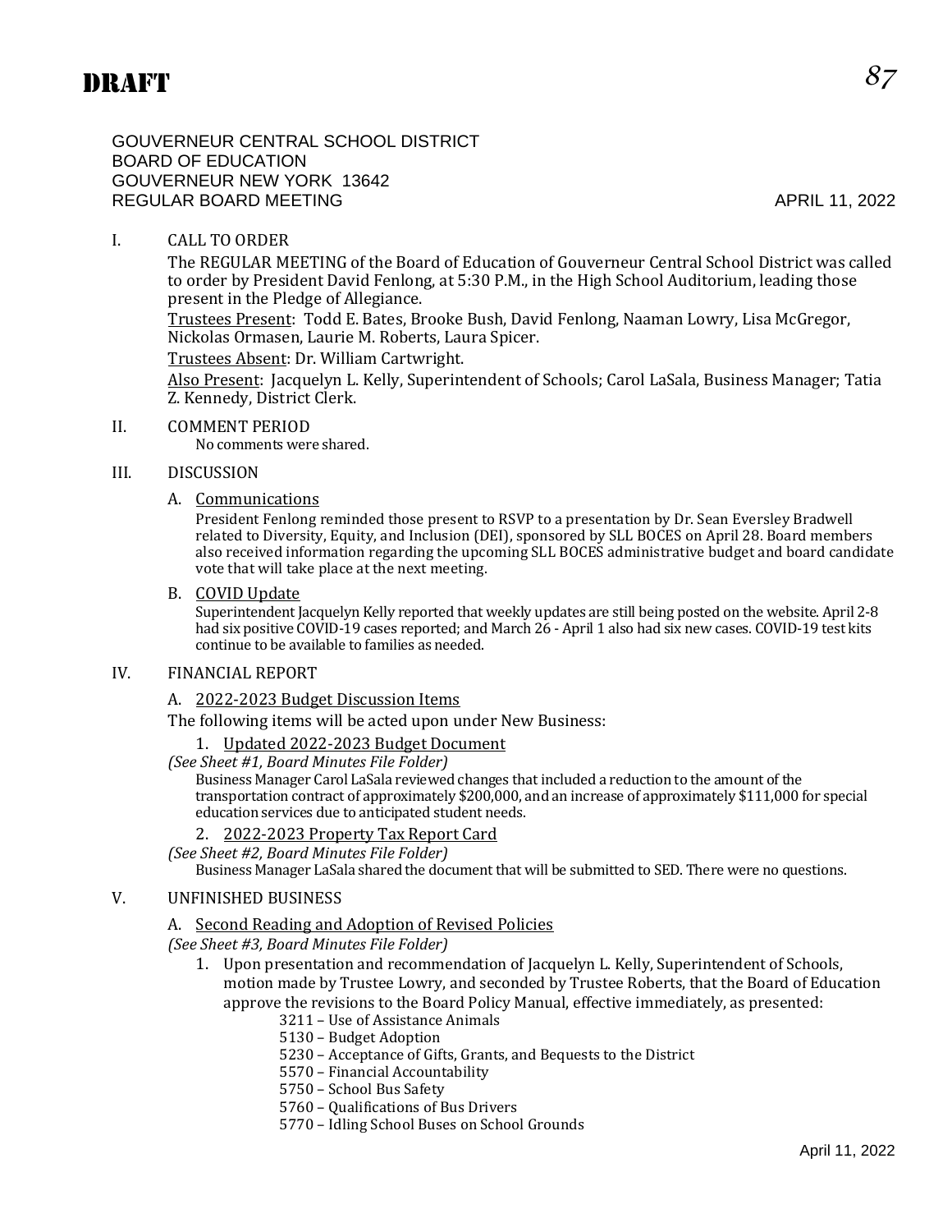DRAFT

GOUVERNEUR CENTRAL SCHOOL DISTRICT
BOARD OF EDUCATION
GOUVERNEUR NEW YORK 13642
REGULAR BOARD MEETING APRIL 11, 2022

## I. CALL TO ORDER

The REGULAR MEETING of the Board of Education of Gouverneur Central School District was called to order by President David Fenlong, at 5:30 P.M., in the High School Auditorium, leading those present in the Pledge of Allegiance.

Trustees Present: Todd E. Bates, Brooke Bush, David Fenlong, Naaman Lowry, Lisa McGregor, Nickolas Ormasen, Laurie M. Roberts, Laura Spicer.

Trustees Absent: Dr. William Cartwright.

Also Present: Jacquelyn L. Kelly, Superintendent of Schools; Carol LaSala, Business Manager; Tatia Z. Kennedy, District Clerk.

## II. COMMENT PERIOD

No comments were shared.

## III. DISCUSSION

### A. Communications

President Fenlong reminded those present to RSVP to a presentation by Dr. Sean Eversley Bradwell related to Diversity, Equity, and Inclusion (DEI), sponsored by SLL BOCES on April 28. Board members also received information regarding the upcoming SLL BOCES administrative budget and board candidate vote that will take place at the next meeting.

### B. COVID Update

Superintendent Jacquelyn Kelly reported that weekly updates are still being posted on the website. April 2-8 had six positive COVID-19 cases reported; and March 26 - April 1 also had six new cases. COVID-19 test kits continue to be available to families as needed.

## IV. FINANCIAL REPORT

### A. 2022-2023 Budget Discussion Items

The following items will be acted upon under New Business:

1. Updated 2022-2023 Budget Document

*(See Sheet #1, Board Minutes File Folder)*

Business Manager Carol LaSala reviewed changes that included a reduction to the amount of the transportation contract of approximately $200,000, and an increase of approximately $111,000 for special education services due to anticipated student needs.

2. 2022-2023 Property Tax Report Card

*(See Sheet #2, Board Minutes File Folder)*

Business Manager LaSala shared the document that will be submitted to SED. There were no questions.

## V. UNFINISHED BUSINESS

### A. Second Reading and Adoption of Revised Policies

*(See Sheet #3, Board Minutes File Folder)*

1. Upon presentation and recommendation of Jacquelyn L. Kelly, Superintendent of Schools, motion made by Trustee Lowry, and seconded by Trustee Roberts, that the Board of Education approve the revisions to the Board Policy Manual, effective immediately, as presented:
   - 3211 – Use of Assistance Animals
   - 5130 – Budget Adoption
   - 5230 – Acceptance of Gifts, Grants, and Bequests to the District
   - 5570 – Financial Accountability
   - 5750 – School Bus Safety
   - 5760 – Qualifications of Bus Drivers
   - 5770 – Idling School Buses on School Grounds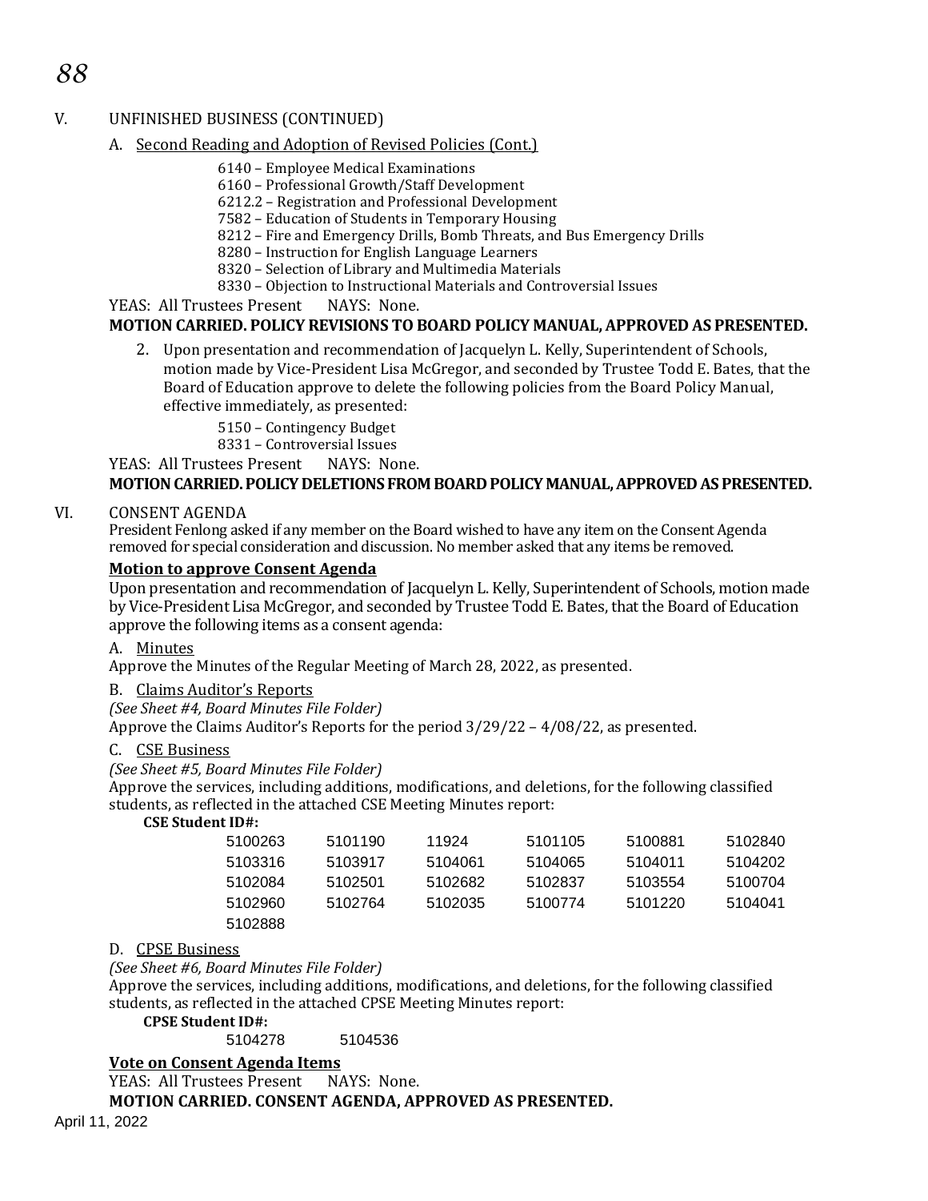## V. UNFINISHED BUSINESS (CONTINUED)

A. Second Reading and Adoption of Revised Policies (Cont.)

6140 – Employee Medical Examinations
6160 – Professional Growth/Staff Development
6212.2 – Registration and Professional Development
7582 – Education of Students in Temporary Housing
8212 – Fire and Emergency Drills, Bomb Threats, and Bus Emergency Drills
8280 – Instruction for English Language Learners
8320 – Selection of Library and Multimedia Materials
8330 – Objection to Instructional Materials and Controversial Issues

YEAS: All Trustees Present NAYS: None.

**MOTION CARRIED. POLICY REVISIONS TO BOARD POLICY MANUAL, APPROVED AS PRESENTED.**

2. Upon presentation and recommendation of Jacquelyn L. Kelly, Superintendent of Schools, motion made by Vice-President Lisa McGregor, and seconded by Trustee Todd E. Bates, that the Board of Education approve to delete the following policies from the Board Policy Manual, effective immediately, as presented:

   5150 – Contingency Budget
   8331 – Controversial Issues

YEAS: All Trustees Present NAYS: None.

**MOTION CARRIED. POLICY DELETIONS FROM BOARD POLICY MANUAL, APPROVED AS PRESENTED.**

## VI. CONSENT AGENDA

President Fenlong asked if any member on the Board wished to have any item on the Consent Agenda removed for special consideration and discussion. No member asked that any items be removed.

**Motion to approve Consent Agenda**

Upon presentation and recommendation of Jacquelyn L. Kelly, Superintendent of Schools, motion made by Vice-President Lisa McGregor, and seconded by Trustee Todd E. Bates, that the Board of Education approve the following items as a consent agenda:

A. Minutes

Approve the Minutes of the Regular Meeting of March 28, 2022, as presented.

B. Claims Auditor's Reports

*(See Sheet #4, Board Minutes File Folder)*

Approve the Claims Auditor's Reports for the period 3/29/22 – 4/08/22, as presented.

C. CSE Business

*(See Sheet #5, Board Minutes File Folder)*

Approve the services, including additions, modifications, and deletions, for the following classified students, as reflected in the attached CSE Meeting Minutes report:

**CSE Student ID#:**

| | | | | | |
|---|---|---|---|---|---|
| 5100263 | 5101190 | 11924 | 5101105 | 5100881 | 5102840 |
| 5103316 | 5103917 | 5104061 | 5104065 | 5104011 | 5104202 |
| 5102084 | 5102501 | 5102682 | 5102837 | 5103554 | 5100704 |
| 5102960 | 5102764 | 5102035 | 5100774 | 5101220 | 5104041 |
| 5102888 | | | | | |

D. CPSE Business

*(See Sheet #6, Board Minutes File Folder)*

Approve the services, including additions, modifications, and deletions, for the following classified students, as reflected in the attached CPSE Meeting Minutes report:

**CPSE Student ID#:**

5104278 5104536

**Vote on Consent Agenda Items**

YEAS: All Trustees Present NAYS: None.

**MOTION CARRIED. CONSENT AGENDA, APPROVED AS PRESENTED.**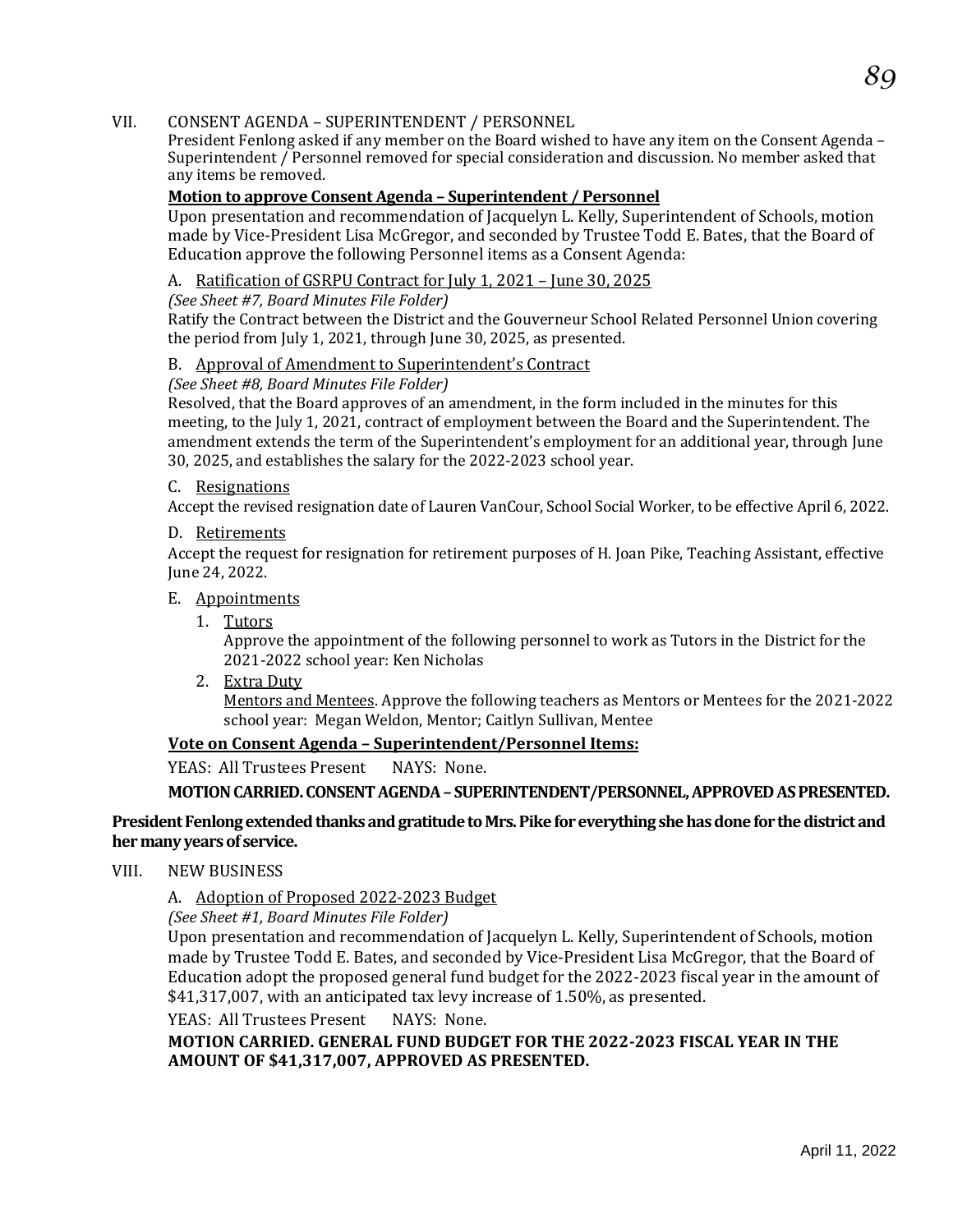VII. CONSENT AGENDA – SUPERINTENDENT / PERSONNEL

President Fenlong asked if any member on the Board wished to have any item on the Consent Agenda – Superintendent / Personnel removed for special consideration and discussion. No member asked that any items be removed.

**Motion to approve Consent Agenda – Superintendent / Personnel**

Upon presentation and recommendation of Jacquelyn L. Kelly, Superintendent of Schools, motion made by Vice-President Lisa McGregor, and seconded by Trustee Todd E. Bates, that the Board of Education approve the following Personnel items as a Consent Agenda:

A. Ratification of GSRPU Contract for July 1, 2021 – June 30, 2025

*(See Sheet #7, Board Minutes File Folder)*

Ratify the Contract between the District and the Gouverneur School Related Personnel Union covering the period from July 1, 2021, through June 30, 2025, as presented.

B. Approval of Amendment to Superintendent's Contract

*(See Sheet #8, Board Minutes File Folder)*

Resolved, that the Board approves of an amendment, in the form included in the minutes for this meeting, to the July 1, 2021, contract of employment between the Board and the Superintendent. The amendment extends the term of the Superintendent's employment for an additional year, through June 30, 2025, and establishes the salary for the 2022-2023 school year.

C. Resignations

Accept the revised resignation date of Lauren VanCour, School Social Worker, to be effective April 6, 2022.

D. Retirements

Accept the request for resignation for retirement purposes of H. Joan Pike, Teaching Assistant, effective June 24, 2022.

E. Appointments

1. Tutors

   Approve the appointment of the following personnel to work as Tutors in the District for the 2021-2022 school year: Ken Nicholas

2. Extra Duty

   Mentors and Mentees. Approve the following teachers as Mentors or Mentees for the 2021-2022 school year: Megan Weldon, Mentor; Caitlyn Sullivan, Mentee

**Vote on Consent Agenda – Superintendent/Personnel Items:**

YEAS: All Trustees Present NAYS: None.

**MOTION CARRIED. CONSENT AGENDA – SUPERINTENDENT/PERSONNEL, APPROVED AS PRESENTED.**

**President Fenlong extended thanks and gratitude to Mrs. Pike for everything she has done for the district and her many years of service.**

VIII. NEW BUSINESS

A. Adoption of Proposed 2022-2023 Budget

*(See Sheet #1, Board Minutes File Folder)*

Upon presentation and recommendation of Jacquelyn L. Kelly, Superintendent of Schools, motion made by Trustee Todd E. Bates, and seconded by Vice-President Lisa McGregor, that the Board of Education adopt the proposed general fund budget for the 2022-2023 fiscal year in the amount of $41,317,007, with an anticipated tax levy increase of 1.50%, as presented.

YEAS: All Trustees Present NAYS: None.

**MOTION CARRIED. GENERAL FUND BUDGET FOR THE 2022-2023 FISCAL YEAR IN THE AMOUNT OF $41,317,007, APPROVED AS PRESENTED.**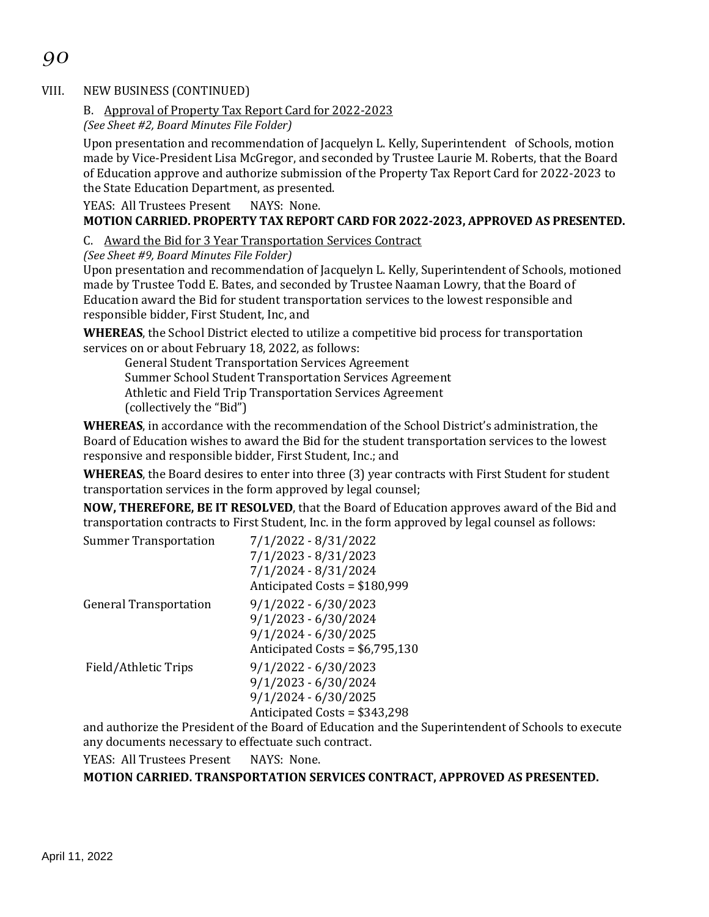VIII. NEW BUSINESS (CONTINUED)

B. Approval of Property Tax Report Card for 2022-2023
*(See Sheet #2, Board Minutes File Folder)*

Upon presentation and recommendation of Jacquelyn L. Kelly, Superintendent of Schools, motion made by Vice-President Lisa McGregor, and seconded by Trustee Laurie M. Roberts, that the Board of Education approve and authorize submission of the Property Tax Report Card for 2022-2023 to the State Education Department, as presented.

YEAS: All Trustees Present NAYS: None.

**MOTION CARRIED. PROPERTY TAX REPORT CARD FOR 2022-2023, APPROVED AS PRESENTED.**

C. Award the Bid for 3 Year Transportation Services Contract
*(See Sheet #9, Board Minutes File Folder)*

Upon presentation and recommendation of Jacquelyn L. Kelly, Superintendent of Schools, motioned made by Trustee Todd E. Bates, and seconded by Trustee Naaman Lowry, that the Board of Education award the Bid for student transportation services to the lowest responsible and responsible bidder, First Student, Inc, and

**WHEREAS**, the School District elected to utilize a competitive bid process for transportation services on or about February 18, 2022, as follows:

General Student Transportation Services Agreement
Summer School Student Transportation Services Agreement
Athletic and Field Trip Transportation Services Agreement
(collectively the "Bid")

**WHEREAS**, in accordance with the recommendation of the School District's administration, the Board of Education wishes to award the Bid for the student transportation services to the lowest responsive and responsible bidder, First Student, Inc.; and

**WHEREAS**, the Board desires to enter into three (3) year contracts with First Student for student transportation services in the form approved by legal counsel;

**NOW, THEREFORE, BE IT RESOLVED**, that the Board of Education approves award of the Bid and transportation contracts to First Student, Inc. in the form approved by legal counsel as follows:

| | |
|---|---|
| Summer Transportation | 7/1/2022 - 8/31/2022<br>7/1/2023 - 8/31/2023<br>7/1/2024 - 8/31/2024<br>Anticipated Costs = $180,999 |
| General Transportation | 9/1/2022 - 6/30/2023<br>9/1/2023 - 6/30/2024<br>9/1/2024 - 6/30/2025<br>Anticipated Costs = $6,795,130 |
| Field/Athletic Trips | 9/1/2022 - 6/30/2023<br>9/1/2023 - 6/30/2024<br>9/1/2024 - 6/30/2025<br>Anticipated Costs = $343,298 |

and authorize the President of the Board of Education and the Superintendent of Schools to execute any documents necessary to effectuate such contract.

YEAS: All Trustees Present NAYS: None.

**MOTION CARRIED. TRANSPORTATION SERVICES CONTRACT, APPROVED AS PRESENTED.**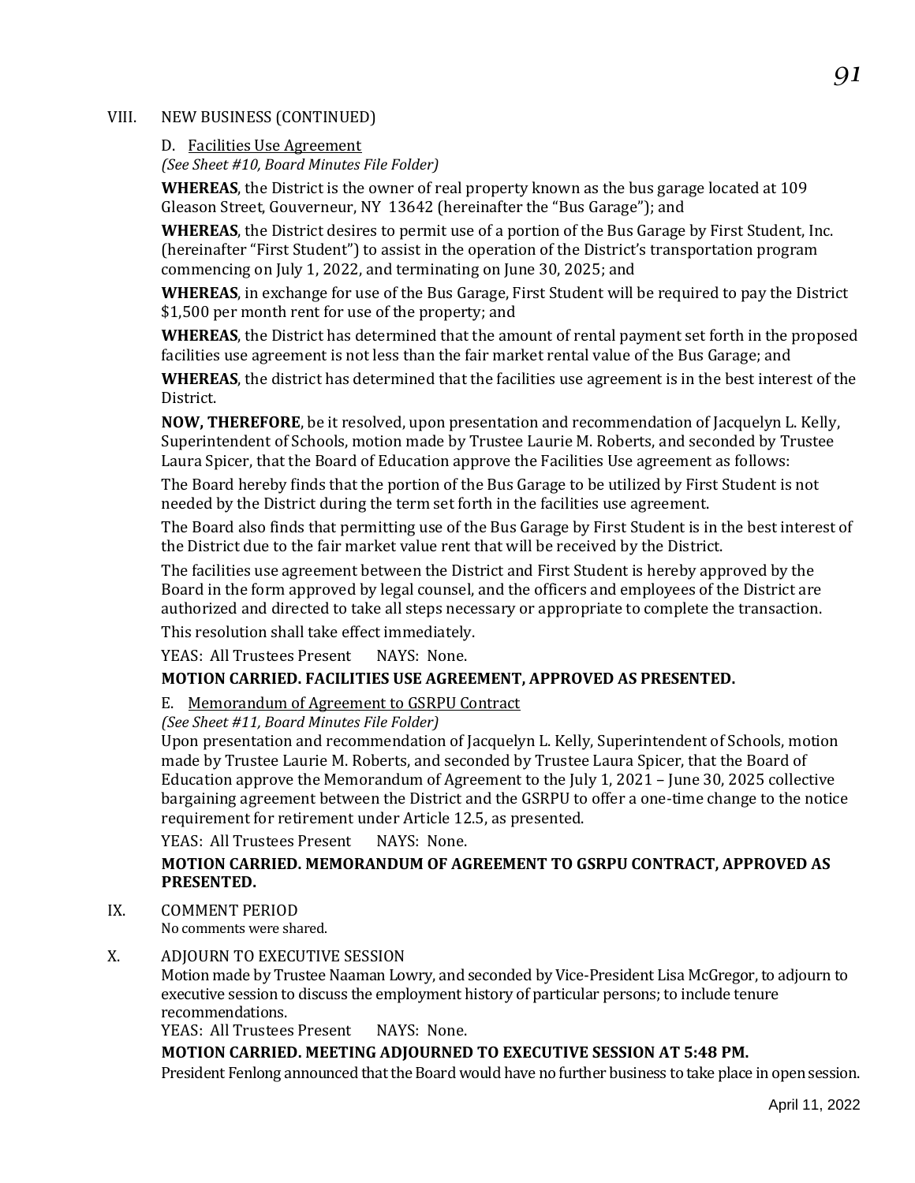VIII. NEW BUSINESS (CONTINUED)

D. Facilities Use Agreement
*(See Sheet #10, Board Minutes File Folder)*

**WHEREAS**, the District is the owner of real property known as the bus garage located at 109 Gleason Street, Gouverneur, NY 13642 (hereinafter the "Bus Garage"); and

**WHEREAS**, the District desires to permit use of a portion of the Bus Garage by First Student, Inc. (hereinafter "First Student") to assist in the operation of the District's transportation program commencing on July 1, 2022, and terminating on June 30, 2025; and

**WHEREAS**, in exchange for use of the Bus Garage, First Student will be required to pay the District $1,500 per month rent for use of the property; and

**WHEREAS**, the District has determined that the amount of rental payment set forth in the proposed facilities use agreement is not less than the fair market rental value of the Bus Garage; and

**WHEREAS**, the district has determined that the facilities use agreement is in the best interest of the District.

**NOW, THEREFORE**, be it resolved, upon presentation and recommendation of Jacquelyn L. Kelly, Superintendent of Schools, motion made by Trustee Laurie M. Roberts, and seconded by Trustee Laura Spicer, that the Board of Education approve the Facilities Use agreement as follows:

The Board hereby finds that the portion of the Bus Garage to be utilized by First Student is not needed by the District during the term set forth in the facilities use agreement.

The Board also finds that permitting use of the Bus Garage by First Student is in the best interest of the District due to the fair market value rent that will be received by the District.

The facilities use agreement between the District and First Student is hereby approved by the Board in the form approved by legal counsel, and the officers and employees of the District are authorized and directed to take all steps necessary or appropriate to complete the transaction.

This resolution shall take effect immediately.

YEAS: All Trustees Present NAYS: None.

**MOTION CARRIED. FACILITIES USE AGREEMENT, APPROVED AS PRESENTED.**

E. Memorandum of Agreement to GSRPU Contract
*(See Sheet #11, Board Minutes File Folder)*

Upon presentation and recommendation of Jacquelyn L. Kelly, Superintendent of Schools, motion made by Trustee Laurie M. Roberts, and seconded by Trustee Laura Spicer, that the Board of Education approve the Memorandum of Agreement to the July 1, 2021 – June 30, 2025 collective bargaining agreement between the District and the GSRPU to offer a one-time change to the notice requirement for retirement under Article 12.5, as presented.

YEAS: All Trustees Present NAYS: None.

**MOTION CARRIED. MEMORANDUM OF AGREEMENT TO GSRPU CONTRACT, APPROVED AS PRESENTED.**

IX. COMMENT PERIOD

No comments were shared.

X. ADJOURN TO EXECUTIVE SESSION

Motion made by Trustee Naaman Lowry, and seconded by Vice-President Lisa McGregor, to adjourn to executive session to discuss the employment history of particular persons; to include tenure recommendations.

YEAS: All Trustees Present NAYS: None.

**MOTION CARRIED. MEETING ADJOURNED TO EXECUTIVE SESSION AT 5:48 PM.**

President Fenlong announced that the Board would have no further business to take place in open session.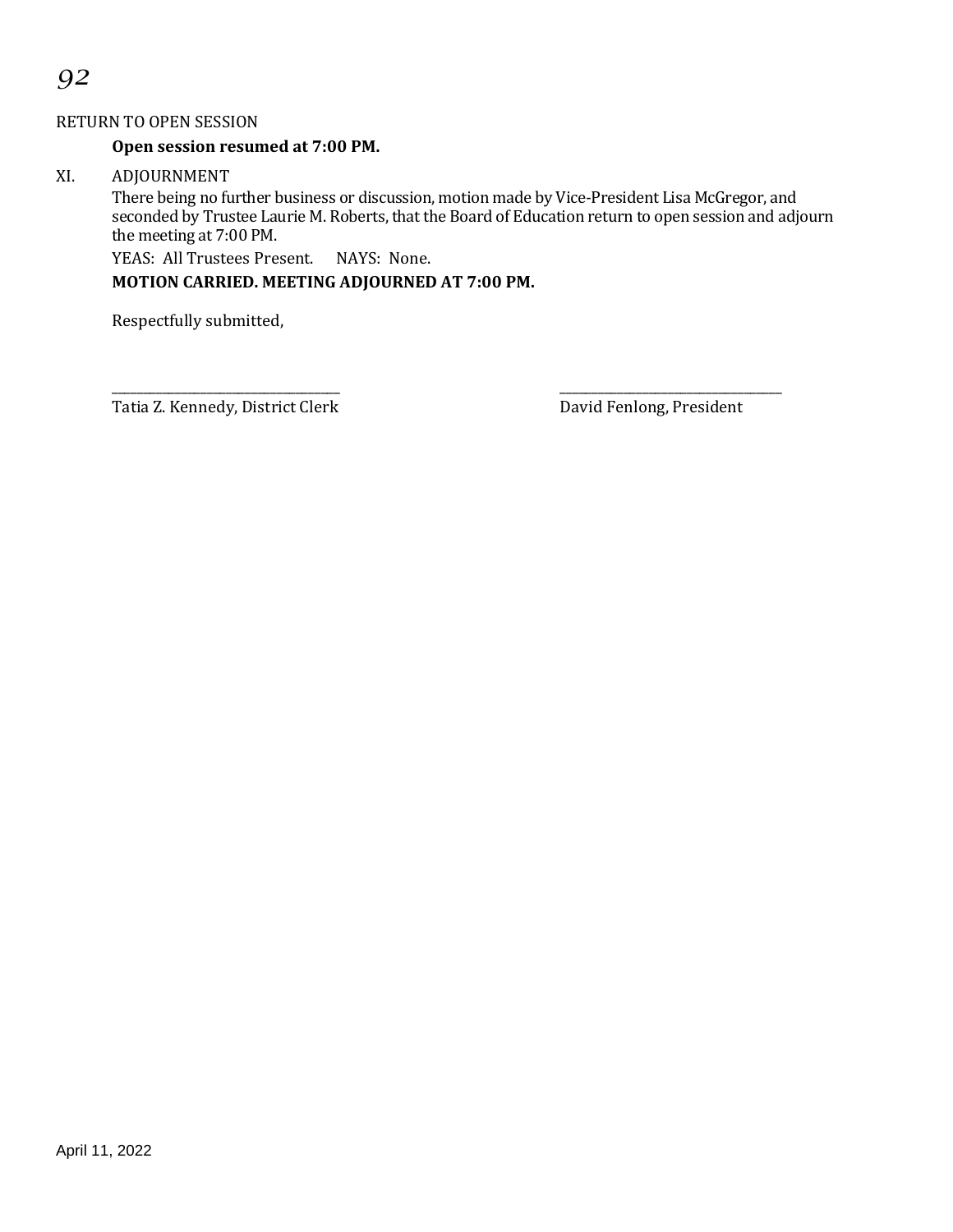RETURN TO OPEN SESSION

**Open session resumed at 7:00 PM.**

XI. ADJOURNMENT

There being no further business or discussion, motion made by Vice-President Lisa McGregor, and seconded by Trustee Laurie M. Roberts, that the Board of Education return to open session and adjourn the meeting at 7:00 PM.

YEAS: All Trustees Present. NAYS: None.

**MOTION CARRIED. MEETING ADJOURNED AT 7:00 PM.**

Respectfully submitted,

\_\_\_\_\_\_\_\_\_\_\_\_\_\_\_\_\_\_\_\_\_\_\_\_\_\_\_\_\_\_\_\_\_\_\_\_
Tatia Z. Kennedy, District Clerk

\_\_\_\_\_\_\_\_\_\_\_\_\_\_\_\_\_\_\_\_\_\_\_\_\_\_\_\_\_\_\_\_\_\_\_\_
David Fenlong, President